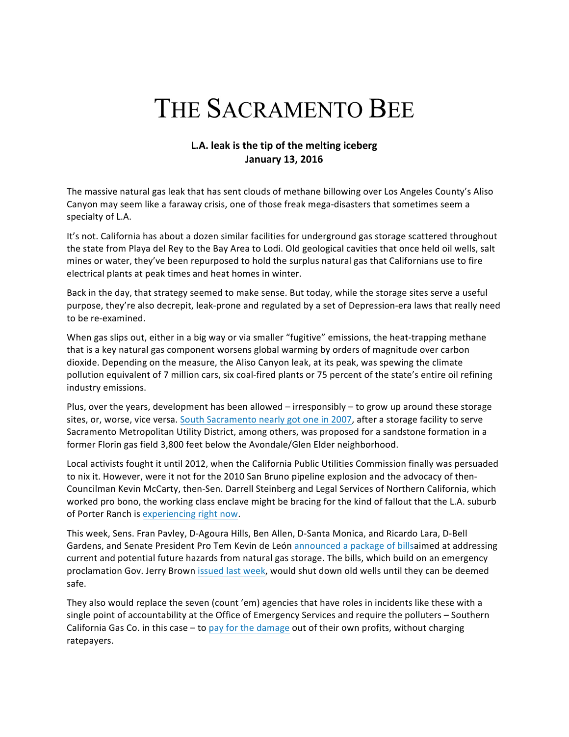# THE SACRAMENTO BEE

**L.A. leak is the tip of the melting iceberg**
**January 13, 2016**

The massive natural gas leak that has sent clouds of methane billowing over Los Angeles County's Aliso Canyon may seem like a faraway crisis, one of those freak mega-disasters that sometimes seem a specialty of L.A.

It's not. California has about a dozen similar facilities for underground gas storage scattered throughout the state from Playa del Rey to the Bay Area to Lodi. Old geological cavities that once held oil wells, salt mines or water, they've been repurposed to hold the surplus natural gas that Californians use to fire electrical plants at peak times and heat homes in winter.

Back in the day, that strategy seemed to make sense. But today, while the storage sites serve a useful purpose, they're also decrepit, leak-prone and regulated by a set of Depression-era laws that really need to be re-examined.

When gas slips out, either in a big way or via smaller "fugitive" emissions, the heat-trapping methane that is a key natural gas component worsens global warming by orders of magnitude over carbon dioxide. Depending on the measure, the Aliso Canyon leak, at its peak, was spewing the climate pollution equivalent of 7 million cars, six coal-fired plants or 75 percent of the state's entire oil refining industry emissions.

Plus, over the years, development has been allowed – irresponsibly – to grow up around these storage sites, or, worse, vice versa. South Sacramento nearly got one in 2007, after a storage facility to serve Sacramento Metropolitan Utility District, among others, was proposed for a sandstone formation in a former Florin gas field 3,800 feet below the Avondale/Glen Elder neighborhood.

Local activists fought it until 2012, when the California Public Utilities Commission finally was persuaded to nix it. However, were it not for the 2010 San Bruno pipeline explosion and the advocacy of then-Councilman Kevin McCarty, then-Sen. Darrell Steinberg and Legal Services of Northern California, which worked pro bono, the working class enclave might be bracing for the kind of fallout that the L.A. suburb of Porter Ranch is experiencing right now.

This week, Sens. Fran Pavley, D-Agoura Hills, Ben Allen, D-Santa Monica, and Ricardo Lara, D-Bell Gardens, and Senate President Pro Tem Kevin de León announced a package of billsaimed at addressing current and potential future hazards from natural gas storage. The bills, which build on an emergency proclamation Gov. Jerry Brown issued last week, would shut down old wells until they can be deemed safe.

They also would replace the seven (count 'em) agencies that have roles in incidents like these with a single point of accountability at the Office of Emergency Services and require the polluters – Southern California Gas Co. in this case – to pay for the damage out of their own profits, without charging ratepayers.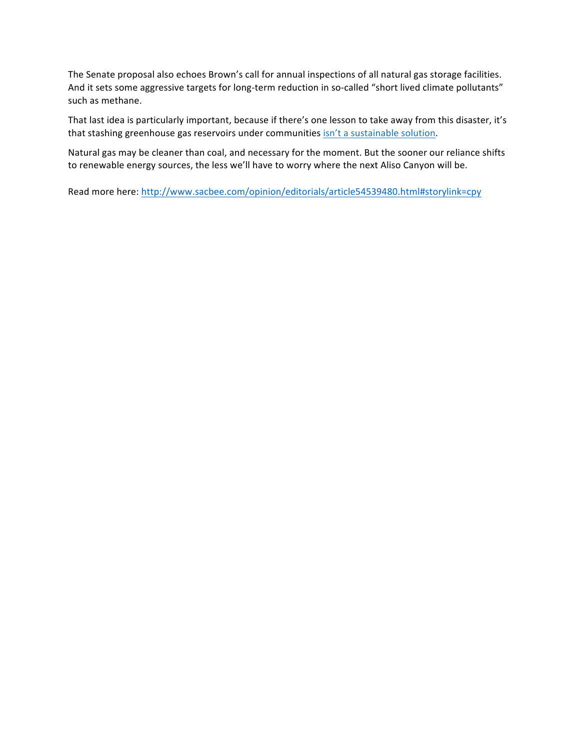The Senate proposal also echoes Brown's call for annual inspections of all natural gas storage facilities. And it sets some aggressive targets for long-term reduction in so-called "short lived climate pollutants" such as methane.

That last idea is particularly important, because if there's one lesson to take away from this disaster, it's that stashing greenhouse gas reservoirs under communities [isn't a sustainable solution]().

Natural gas may be cleaner than coal, and necessary for the moment. But the sooner our reliance shifts to renewable energy sources, the less we'll have to worry where the next Aliso Canyon will be.

Read more here: [http://www.sacbee.com/opinion/editorials/article54539480.html#storylink=cpy](http://www.sacbee.com/opinion/editorials/article54539480.html#storylink=cpy)